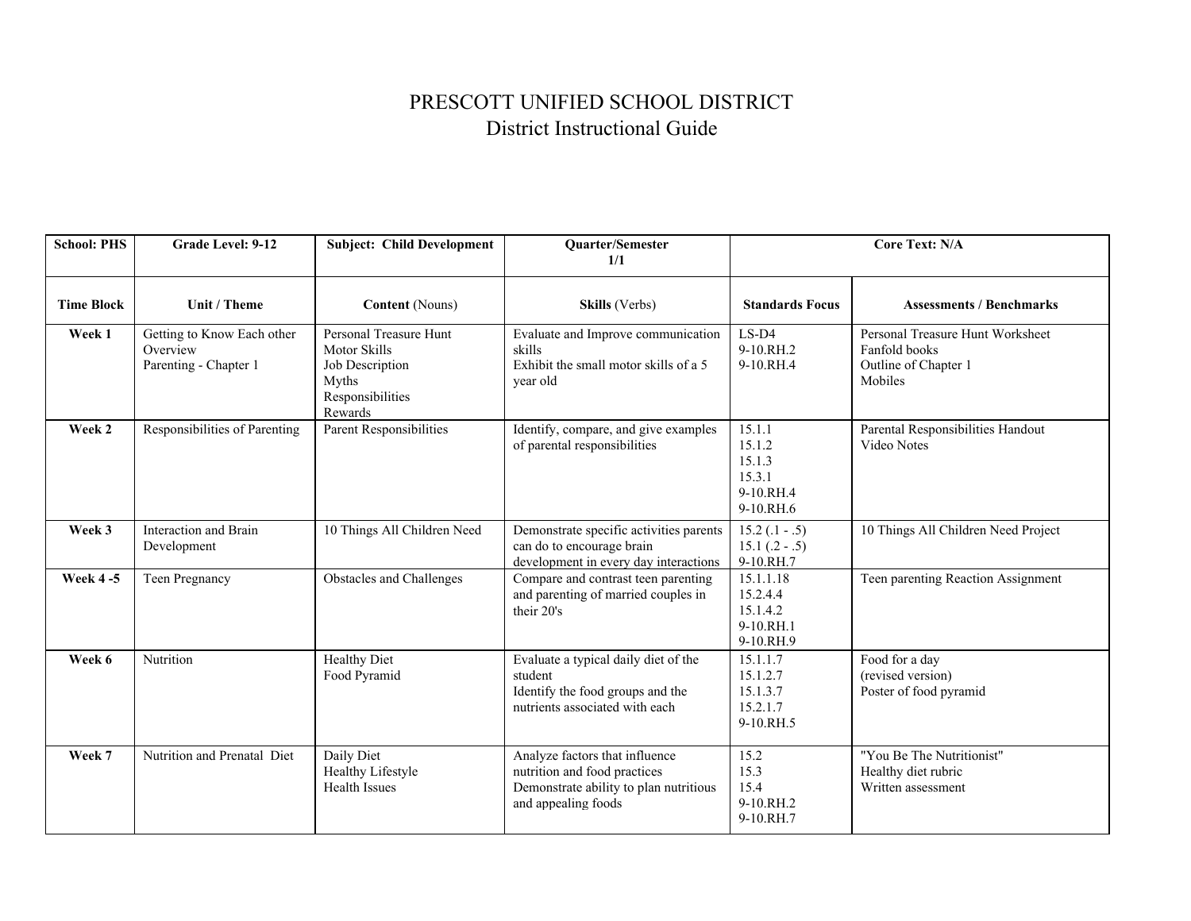# PRESCOTT UNIFIED SCHOOL DISTRICT
## District Instructional Guide

| School: PHS | Grade Level: 9-12 | Subject: Child Development | Quarter/Semester 1/1 | Core Text: N/A | |
|---|---|---|---|---|---|
| **Time Block** | **Unit / Theme** | **Content** (Nouns) | **Skills** (Verbs) | **Standards Focus** | **Assessments / Benchmarks** |
| **Week 1** | Getting to Know Each other<br>Overview<br>Parenting - Chapter 1 | Personal Treasure Hunt<br>Motor Skills<br>Job Description<br>Myths<br>Responsibilities<br>Rewards | Evaluate and Improve communication skills<br>Exhibit the small motor skills of a 5 year old | LS-D4<br>9-10.RH.2<br>9-10.RH.4 | Personal Treasure Hunt Worksheet<br>Fanfold books<br>Outline of Chapter 1<br>Mobiles |
| **Week 2** | Responsibilities of Parenting | Parent Responsibilities | Identify, compare, and give examples of parental responsibilities | 15.1.1<br>15.1.2<br>15.1.3<br>15.3.1<br>9-10.RH.4<br>9-10.RH.6 | Parental Responsibilities Handout<br>Video Notes |
| **Week 3** | Interaction and Brain Development | 10 Things All Children Need | Demonstrate specific activities parents can do to encourage brain development in every day interactions | 15.2 (.1 - .5)<br>15.1 (.2 - .5)<br>9-10.RH.7 | 10 Things All Children Need Project |
| **Week 4 -5** | Teen Pregnancy | Obstacles and Challenges | Compare and contrast teen parenting and parenting of married couples in their 20's | 15.1.1.18<br>15.2.4.4<br>15.1.4.2<br>9-10.RH.1<br>9-10.RH.9 | Teen parenting Reaction Assignment |
| **Week 6** | Nutrition | Healthy Diet<br>Food Pyramid | Evaluate a typical daily diet of the student<br>Identify the food groups and the nutrients associated with each | 15.1.1.7<br>15.1.2.7<br>15.1.3.7<br>15.2.1.7<br>9-10.RH.5 | Food for a day<br>(revised version)<br>Poster of food pyramid |
| **Week 7** | Nutrition and Prenatal Diet | Daily Diet<br>Healthy Lifestyle<br>Health Issues | Analyze factors that influence nutrition and food practices<br>Demonstrate ability to plan nutritious and appealing foods | 15.2<br>15.3<br>15.4<br>9-10.RH.2<br>9-10.RH.7 | "You Be The Nutritionist"<br>Healthy diet rubric<br>Written assessment |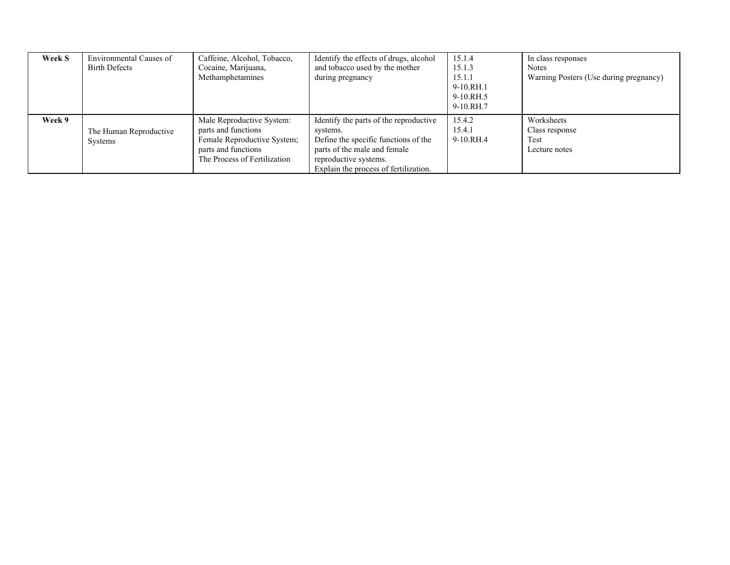| **Week S** | Environmental Causes of Birth Defects | Caffeine, Alcohol, Tobacco, Cocaine, Marijuana, Methamphetamines | Identify the effects of drugs, alcohol and tobacco used by the mother during pregnancy | 15.1.4<br>15.1.3<br>15.1.1<br>9-10.RH.1<br>9-10.RH.5<br>9-10.RH.7 | In class responses<br>Notes<br>Warning Posters (Use during pregnancy) |
|---|---|---|---|---|---|
| **Week 9** | The Human Reproductive Systems | Male Reproductive System: parts and functions<br>Female Reproductive System; parts and functions<br>The Process of Fertilization | Identify the parts of the reproductive systems.<br>Define the specific functions of the parts of the male and female reproductive systems.<br>Explain the process of fertilization. | 15.4.2<br>15.4.1<br>9-10.RH.4 | Worksheets<br>Class response<br>Test<br>Lecture notes |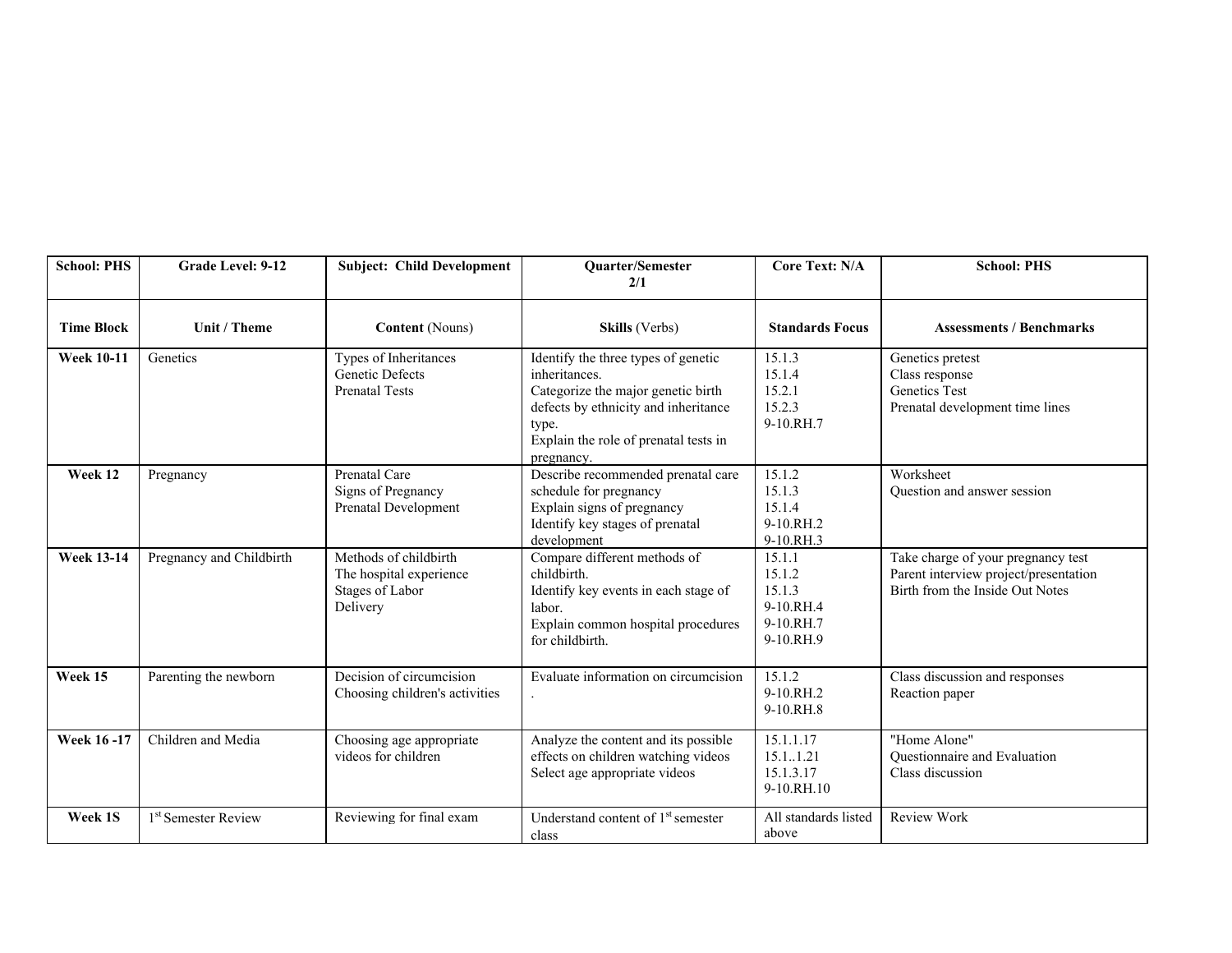| School: PHS | Grade Level: 9-12 | Subject: Child Development | Quarter/Semester 2/1 | Core Text: N/A | School: PHS |
|---|---|---|---|---|---|
| **Time Block** | **Unit / Theme** | **Content** (Nouns) | **Skills** (Verbs) | **Standards Focus** | **Assessments / Benchmarks** |
| **Week 10-11** | Genetics | Types of Inheritances<br>Genetic Defects<br>Prenatal Tests | Identify the three types of genetic inheritances.<br>Categorize the major genetic birth defects by ethnicity and inheritance type.<br>Explain the role of prenatal tests in pregnancy. | 15.1.3<br>15.1.4<br>15.2.1<br>15.2.3<br>9-10.RH.7 | Genetics pretest<br>Class response<br>Genetics Test<br>Prenatal development time lines |
| **Week 12** | Pregnancy | Prenatal Care<br>Signs of Pregnancy<br>Prenatal Development | Describe recommended prenatal care schedule for pregnancy<br>Explain signs of pregnancy<br>Identify key stages of prenatal development | 15.1.2<br>15.1.3<br>15.1.4<br>9-10.RH.2<br>9-10.RH.3 | Worksheet<br>Question and answer session |
| **Week 13-14** | Pregnancy and Childbirth | Methods of childbirth<br>The hospital experience<br>Stages of Labor<br>Delivery | Compare different methods of childbirth.<br>Identify key events in each stage of labor.<br>Explain common hospital procedures for childbirth. | 15.1.1<br>15.1.2<br>15.1.3<br>9-10.RH.4<br>9-10.RH.7<br>9-10.RH.9 | Take charge of your pregnancy test<br>Parent interview project/presentation<br>Birth from the Inside Out Notes |
| **Week 15** | Parenting the newborn | Decision of circumcision<br>Choosing children's activities | Evaluate information on circumcision<br>. | 15.1.2<br>9-10.RH.2<br>9-10.RH.8 | Class discussion and responses<br>Reaction paper |
| **Week 16 -17** | Children and Media | Choosing age appropriate videos for children | Analyze the content and its possible effects on children watching videos<br>Select age appropriate videos | 15.1.1.17<br>15.1..1.21<br>15.1.3.17<br>9-10.RH.10 | "Home Alone"<br>Questionnaire and Evaluation<br>Class discussion |
| **Week 1S** | 1st Semester Review | Reviewing for final exam | Understand content of 1st semester class | All standards listed above | Review Work |